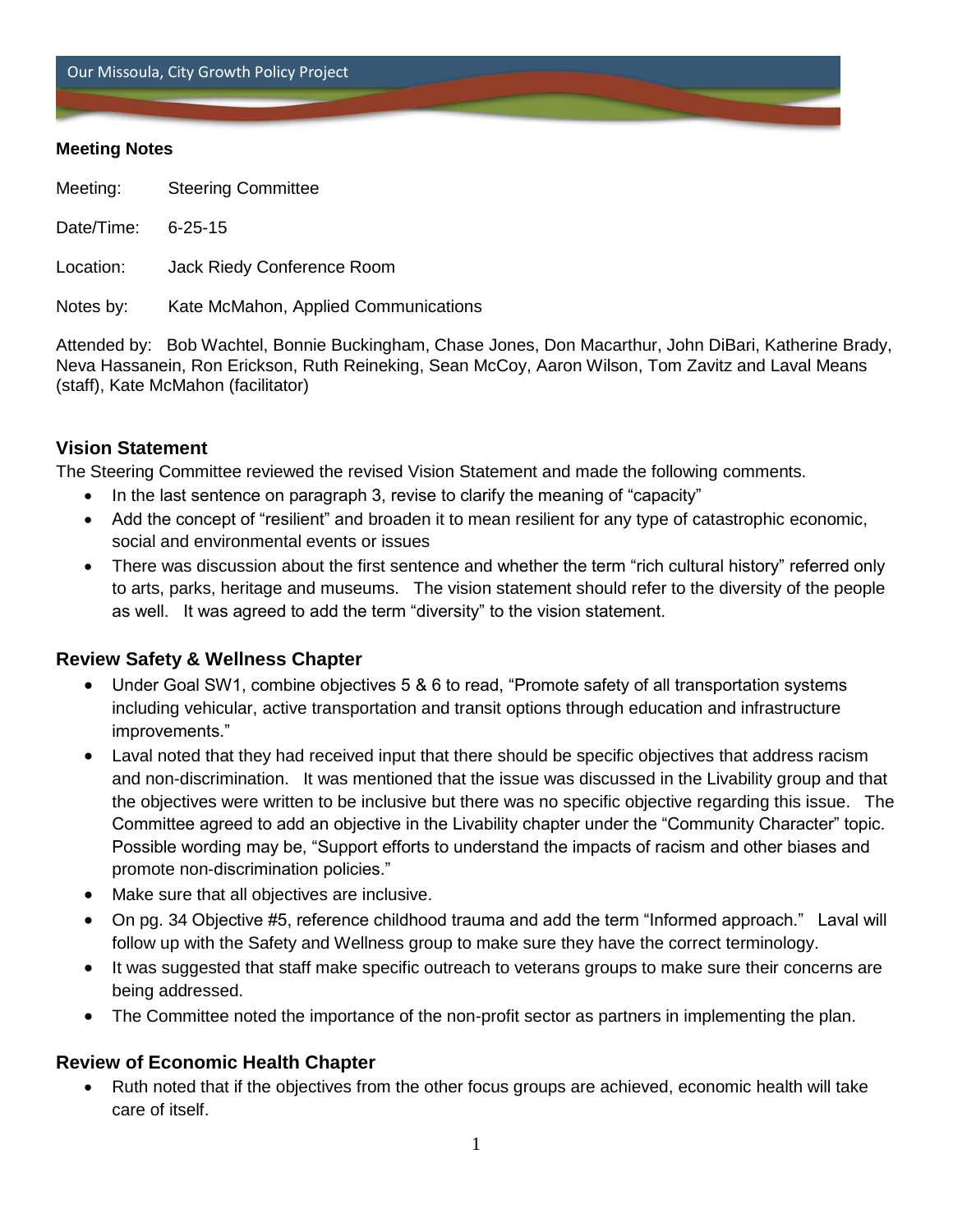Our Missoula, City Growth Policy Project

**Meeting Notes**

Meeting: Steering Committee

Date/Time: 6-25-15

Location: Jack Riedy Conference Room

Notes by: Kate McMahon, Applied Communications

Attended by: Bob Wachtel, Bonnie Buckingham, Chase Jones, Don Macarthur, John DiBari, Katherine Brady, Neva Hassanein, Ron Erickson, Ruth Reineking, Sean McCoy, Aaron Wilson, Tom Zavitz and Laval Means (staff), Kate McMahon (facilitator)

## Vision Statement

The Steering Committee reviewed the revised Vision Statement and made the following comments.

- In the last sentence on paragraph 3, revise to clarify the meaning of "capacity"
- Add the concept of "resilient" and broaden it to mean resilient for any type of catastrophic economic, social and environmental events or issues
- There was discussion about the first sentence and whether the term "rich cultural history" referred only to arts, parks, heritage and museums. The vision statement should refer to the diversity of the people as well. It was agreed to add the term "diversity" to the vision statement.

## Review Safety & Wellness Chapter

- Under Goal SW1, combine objectives 5 & 6 to read, "Promote safety of all transportation systems including vehicular, active transportation and transit options through education and infrastructure improvements."
- Laval noted that they had received input that there should be specific objectives that address racism and non-discrimination. It was mentioned that the issue was discussed in the Livability group and that the objectives were written to be inclusive but there was no specific objective regarding this issue. The Committee agreed to add an objective in the Livability chapter under the "Community Character" topic. Possible wording may be, "Support efforts to understand the impacts of racism and other biases and promote non-discrimination policies."
- Make sure that all objectives are inclusive.
- On pg. 34 Objective #5, reference childhood trauma and add the term "Informed approach." Laval will follow up with the Safety and Wellness group to make sure they have the correct terminology.
- It was suggested that staff make specific outreach to veterans groups to make sure their concerns are being addressed.
- The Committee noted the importance of the non-profit sector as partners in implementing the plan.

## Review of Economic Health Chapter

- Ruth noted that if the objectives from the other focus groups are achieved, economic health will take care of itself.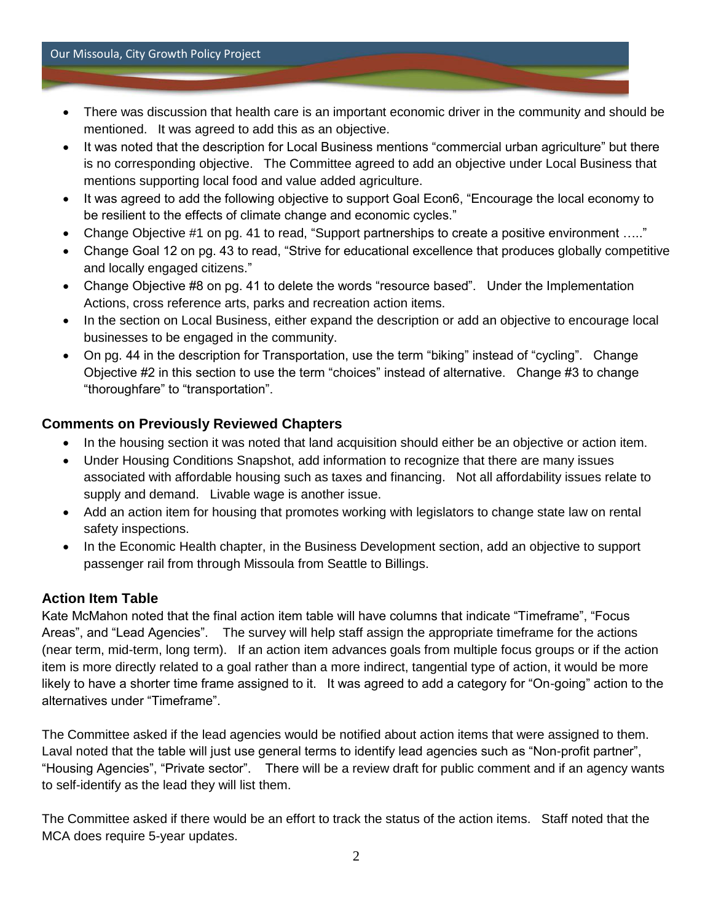- There was discussion that health care is an important economic driver in the community and should be mentioned. It was agreed to add this as an objective.
- It was noted that the description for Local Business mentions "commercial urban agriculture" but there is no corresponding objective. The Committee agreed to add an objective under Local Business that mentions supporting local food and value added agriculture.
- It was agreed to add the following objective to support Goal Econ6, "Encourage the local economy to be resilient to the effects of climate change and economic cycles."
- Change Objective #1 on pg. 41 to read, "Support partnerships to create a positive environment ….."
- Change Goal 12 on pg. 43 to read, "Strive for educational excellence that produces globally competitive and locally engaged citizens."
- Change Objective #8 on pg. 41 to delete the words "resource based". Under the Implementation Actions, cross reference arts, parks and recreation action items.
- In the section on Local Business, either expand the description or add an objective to encourage local businesses to be engaged in the community.
- On pg. 44 in the description for Transportation, use the term "biking" instead of "cycling". Change Objective #2 in this section to use the term "choices" instead of alternative. Change #3 to change "thoroughfare" to "transportation".

## Comments on Previously Reviewed Chapters

- In the housing section it was noted that land acquisition should either be an objective or action item.
- Under Housing Conditions Snapshot, add information to recognize that there are many issues associated with affordable housing such as taxes and financing. Not all affordability issues relate to supply and demand. Livable wage is another issue.
- Add an action item for housing that promotes working with legislators to change state law on rental safety inspections.
- In the Economic Health chapter, in the Business Development section, add an objective to support passenger rail from through Missoula from Seattle to Billings.

## Action Item Table

Kate McMahon noted that the final action item table will have columns that indicate "Timeframe", "Focus Areas", and "Lead Agencies". The survey will help staff assign the appropriate timeframe for the actions (near term, mid-term, long term). If an action item advances goals from multiple focus groups or if the action item is more directly related to a goal rather than a more indirect, tangential type of action, it would be more likely to have a shorter time frame assigned to it. It was agreed to add a category for "On-going" action to the alternatives under "Timeframe".

The Committee asked if the lead agencies would be notified about action items that were assigned to them. Laval noted that the table will just use general terms to identify lead agencies such as "Non-profit partner", "Housing Agencies", "Private sector". There will be a review draft for public comment and if an agency wants to self-identify as the lead they will list them.

The Committee asked if there would be an effort to track the status of the action items. Staff noted that the MCA does require 5-year updates.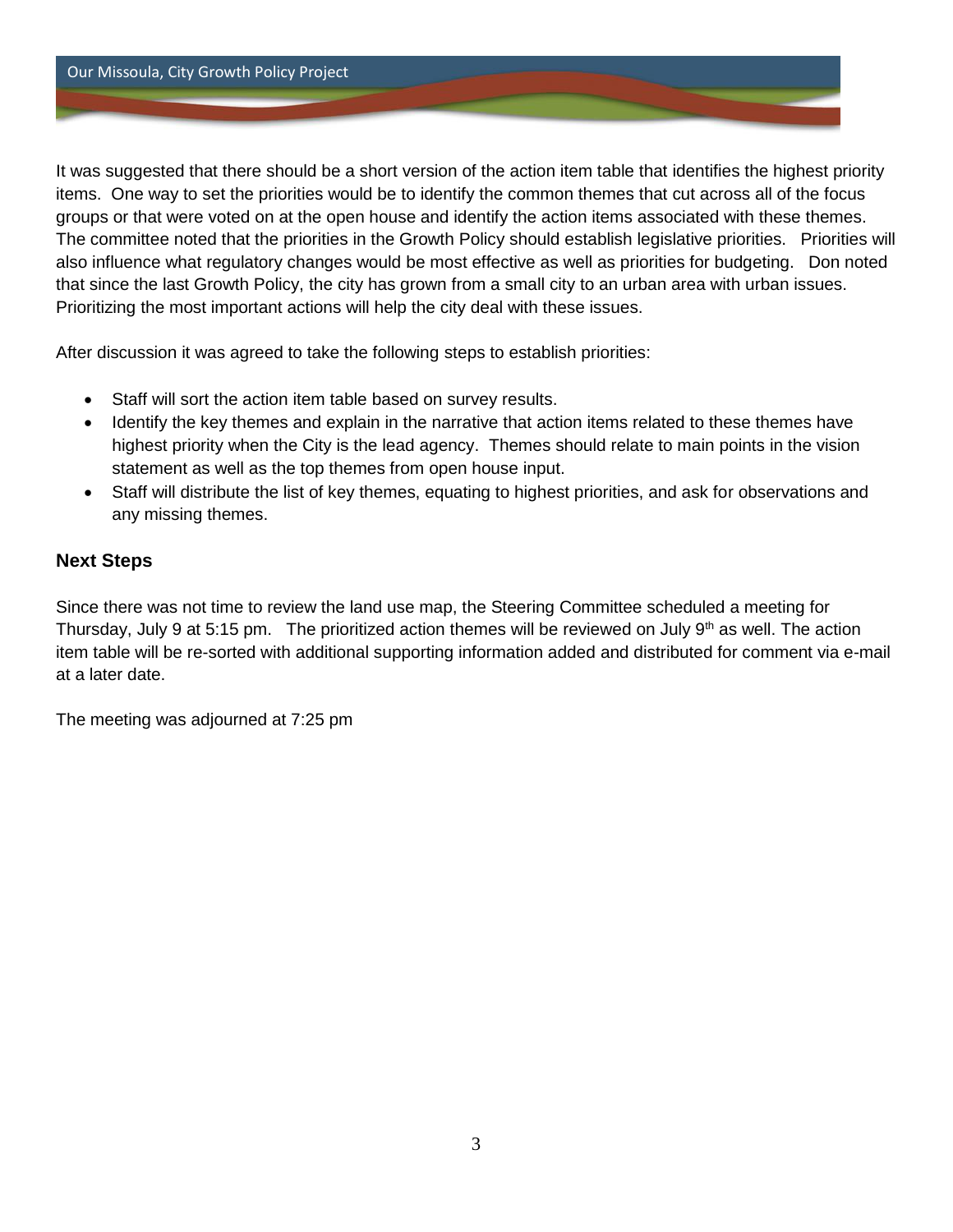It was suggested that there should be a short version of the action item table that identifies the highest priority items. One way to set the priorities would be to identify the common themes that cut across all of the focus groups or that were voted on at the open house and identify the action items associated with these themes. The committee noted that the priorities in the Growth Policy should establish legislative priorities. Priorities will also influence what regulatory changes would be most effective as well as priorities for budgeting. Don noted that since the last Growth Policy, the city has grown from a small city to an urban area with urban issues. Prioritizing the most important actions will help the city deal with these issues.

After discussion it was agreed to take the following steps to establish priorities:

- Staff will sort the action item table based on survey results.
- Identify the key themes and explain in the narrative that action items related to these themes have highest priority when the City is the lead agency. Themes should relate to main points in the vision statement as well as the top themes from open house input.
- Staff will distribute the list of key themes, equating to highest priorities, and ask for observations and any missing themes.

### Next Steps

Since there was not time to review the land use map, the Steering Committee scheduled a meeting for Thursday, July 9 at 5:15 pm. The prioritized action themes will be reviewed on July 9th as well. The action item table will be re-sorted with additional supporting information added and distributed for comment via e-mail at a later date.

The meeting was adjourned at 7:25 pm